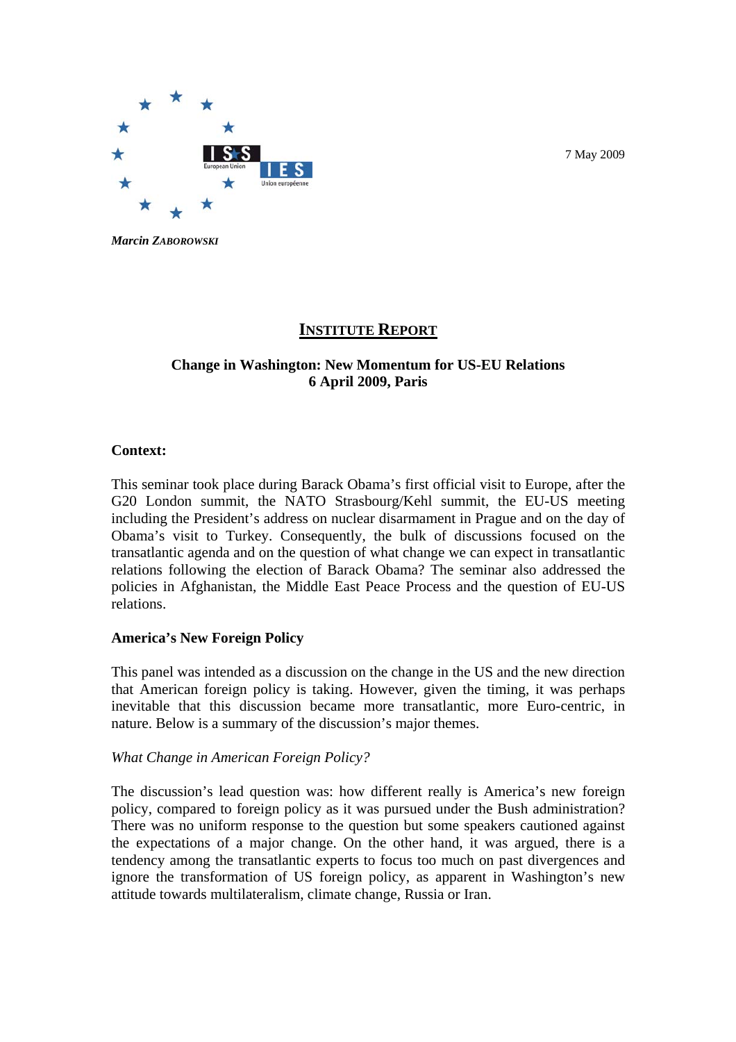7 May 2009

*Marcin ZABOROWSKI*

# INSTITUTE REPORT

**Change in Washington: New Momentum for US-EU Relations**
**6 April 2009, Paris**

**Context:**

This seminar took place during Barack Obama's first official visit to Europe, after the G20 London summit, the NATO Strasbourg/Kehl summit, the EU-US meeting including the President's address on nuclear disarmament in Prague and on the day of Obama's visit to Turkey. Consequently, the bulk of discussions focused on the transatlantic agenda and on the question of what change we can expect in transatlantic relations following the election of Barack Obama? The seminar also addressed the policies in Afghanistan, the Middle East Peace Process and the question of EU-US relations.

## America's New Foreign Policy

This panel was intended as a discussion on the change in the US and the new direction that American foreign policy is taking. However, given the timing, it was perhaps inevitable that this discussion became more transatlantic, more Euro-centric, in nature. Below is a summary of the discussion's major themes.

### *What Change in American Foreign Policy?*

The discussion's lead question was: how different really is America's new foreign policy, compared to foreign policy as it was pursued under the Bush administration? There was no uniform response to the question but some speakers cautioned against the expectations of a major change. On the other hand, it was argued, there is a tendency among the transatlantic experts to focus too much on past divergences and ignore the transformation of US foreign policy, as apparent in Washington's new attitude towards multilateralism, climate change, Russia or Iran.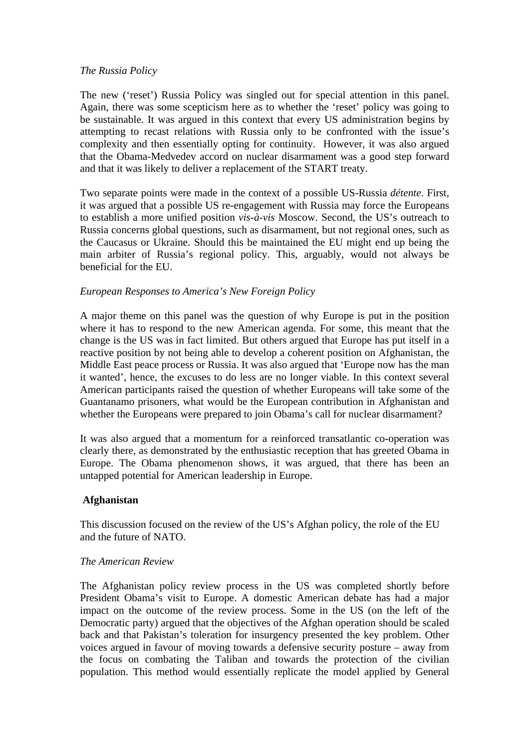*The Russia Policy*

The new ('reset') Russia Policy was singled out for special attention in this panel. Again, there was some scepticism here as to whether the 'reset' policy was going to be sustainable. It was argued in this context that every US administration begins by attempting to recast relations with Russia only to be confronted with the issue's complexity and then essentially opting for continuity. However, it was also argued that the Obama-Medvedev accord on nuclear disarmament was a good step forward and that it was likely to deliver a replacement of the START treaty.

Two separate points were made in the context of a possible US-Russia *détente*. First, it was argued that a possible US re-engagement with Russia may force the Europeans to establish a more unified position *vis-à-vis* Moscow. Second, the US's outreach to Russia concerns global questions, such as disarmament, but not regional ones, such as the Caucasus or Ukraine. Should this be maintained the EU might end up being the main arbiter of Russia's regional policy. This, arguably, would not always be beneficial for the EU.

*European Responses to America's New Foreign Policy*

A major theme on this panel was the question of why Europe is put in the position where it has to respond to the new American agenda. For some, this meant that the change is the US was in fact limited. But others argued that Europe has put itself in a reactive position by not being able to develop a coherent position on Afghanistan, the Middle East peace process or Russia. It was also argued that 'Europe now has the man it wanted', hence, the excuses to do less are no longer viable. In this context several American participants raised the question of whether Europeans will take some of the Guantanamo prisoners, what would be the European contribution in Afghanistan and whether the Europeans were prepared to join Obama's call for nuclear disarmament?

It was also argued that a momentum for a reinforced transatlantic co-operation was clearly there, as demonstrated by the enthusiastic reception that has greeted Obama in Europe. The Obama phenomenon shows, it was argued, that there has been an untapped potential for American leadership in Europe.

**Afghanistan**

This discussion focused on the review of the US's Afghan policy, the role of the EU and the future of NATO.

*The American Review*

The Afghanistan policy review process in the US was completed shortly before President Obama's visit to Europe. A domestic American debate has had a major impact on the outcome of the review process. Some in the US (on the left of the Democratic party) argued that the objectives of the Afghan operation should be scaled back and that Pakistan's toleration for insurgency presented the key problem. Other voices argued in favour of moving towards a defensive security posture – away from the focus on combating the Taliban and towards the protection of the civilian population. This method would essentially replicate the model applied by General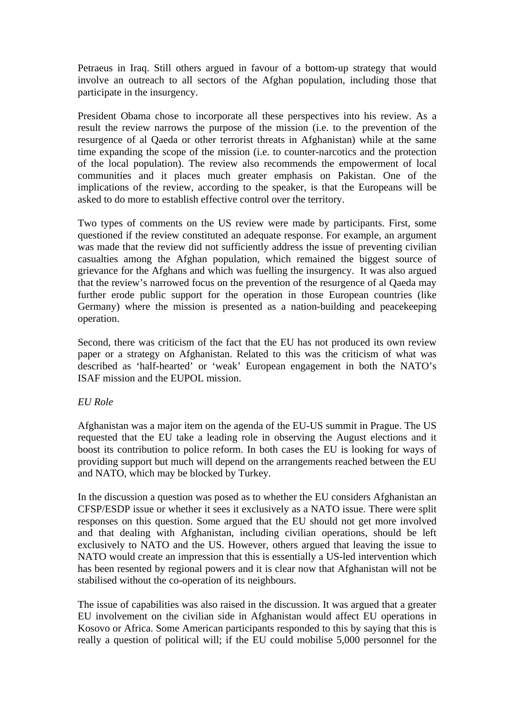Petraeus in Iraq. Still others argued in favour of a bottom-up strategy that would involve an outreach to all sectors of the Afghan population, including those that participate in the insurgency.

President Obama chose to incorporate all these perspectives into his review. As a result the review narrows the purpose of the mission (i.e. to the prevention of the resurgence of al Qaeda or other terrorist threats in Afghanistan) while at the same time expanding the scope of the mission (i.e. to counter-narcotics and the protection of the local population). The review also recommends the empowerment of local communities and it places much greater emphasis on Pakistan. One of the implications of the review, according to the speaker, is that the Europeans will be asked to do more to establish effective control over the territory.

Two types of comments on the US review were made by participants. First, some questioned if the review constituted an adequate response. For example, an argument was made that the review did not sufficiently address the issue of preventing civilian casualties among the Afghan population, which remained the biggest source of grievance for the Afghans and which was fuelling the insurgency. It was also argued that the review's narrowed focus on the prevention of the resurgence of al Qaeda may further erode public support for the operation in those European countries (like Germany) where the mission is presented as a nation-building and peacekeeping operation.

Second, there was criticism of the fact that the EU has not produced its own review paper or a strategy on Afghanistan. Related to this was the criticism of what was described as 'half-hearted' or 'weak' European engagement in both the NATO's ISAF mission and the EUPOL mission.

*EU Role*

Afghanistan was a major item on the agenda of the EU-US summit in Prague. The US requested that the EU take a leading role in observing the August elections and it boost its contribution to police reform. In both cases the EU is looking for ways of providing support but much will depend on the arrangements reached between the EU and NATO, which may be blocked by Turkey.

In the discussion a question was posed as to whether the EU considers Afghanistan an CFSP/ESDP issue or whether it sees it exclusively as a NATO issue. There were split responses on this question. Some argued that the EU should not get more involved and that dealing with Afghanistan, including civilian operations, should be left exclusively to NATO and the US. However, others argued that leaving the issue to NATO would create an impression that this is essentially a US-led intervention which has been resented by regional powers and it is clear now that Afghanistan will not be stabilised without the co-operation of its neighbours.

The issue of capabilities was also raised in the discussion. It was argued that a greater EU involvement on the civilian side in Afghanistan would affect EU operations in Kosovo or Africa. Some American participants responded to this by saying that this is really a question of political will; if the EU could mobilise 5,000 personnel for the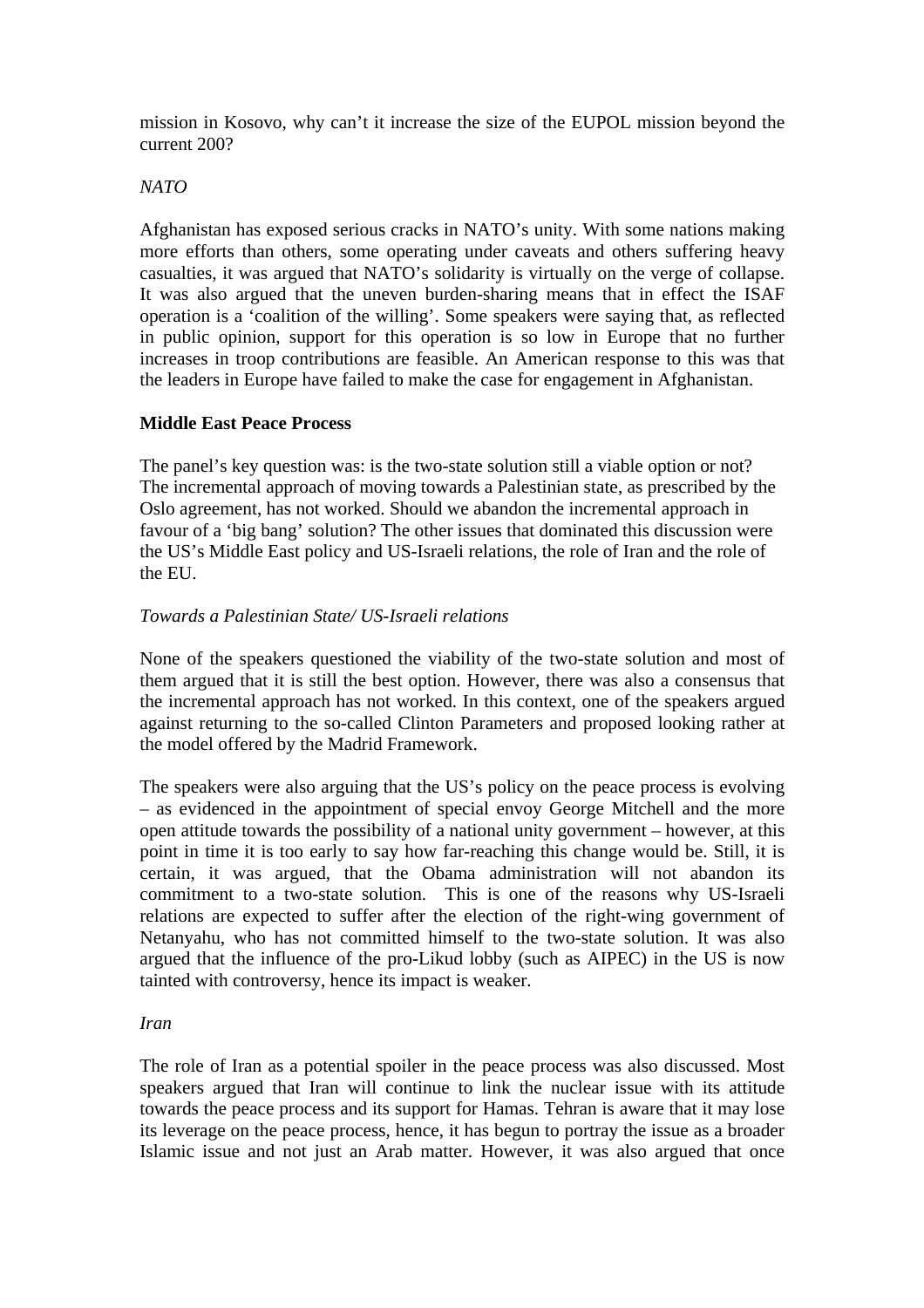mission in Kosovo, why can't it increase the size of the EUPOL mission beyond the current 200?

*NATO*

Afghanistan has exposed serious cracks in NATO's unity. With some nations making more efforts than others, some operating under caveats and others suffering heavy casualties, it was argued that NATO's solidarity is virtually on the verge of collapse. It was also argued that the uneven burden-sharing means that in effect the ISAF operation is a 'coalition of the willing'. Some speakers were saying that, as reflected in public opinion, support for this operation is so low in Europe that no further increases in troop contributions are feasible. An American response to this was that the leaders in Europe have failed to make the case for engagement in Afghanistan.

**Middle East Peace Process**

The panel's key question was: is the two-state solution still a viable option or not? The incremental approach of moving towards a Palestinian state, as prescribed by the Oslo agreement, has not worked. Should we abandon the incremental approach in favour of a 'big bang' solution? The other issues that dominated this discussion were the US's Middle East policy and US-Israeli relations, the role of Iran and the role of the EU.

*Towards a Palestinian State/ US-Israeli relations*

None of the speakers questioned the viability of the two-state solution and most of them argued that it is still the best option. However, there was also a consensus that the incremental approach has not worked. In this context, one of the speakers argued against returning to the so-called Clinton Parameters and proposed looking rather at the model offered by the Madrid Framework.

The speakers were also arguing that the US's policy on the peace process is evolving – as evidenced in the appointment of special envoy George Mitchell and the more open attitude towards the possibility of a national unity government – however, at this point in time it is too early to say how far-reaching this change would be. Still, it is certain, it was argued, that the Obama administration will not abandon its commitment to a two-state solution. This is one of the reasons why US-Israeli relations are expected to suffer after the election of the right-wing government of Netanyahu, who has not committed himself to the two-state solution. It was also argued that the influence of the pro-Likud lobby (such as AIPEC) in the US is now tainted with controversy, hence its impact is weaker.

*Iran*

The role of Iran as a potential spoiler in the peace process was also discussed. Most speakers argued that Iran will continue to link the nuclear issue with its attitude towards the peace process and its support for Hamas. Tehran is aware that it may lose its leverage on the peace process, hence, it has begun to portray the issue as a broader Islamic issue and not just an Arab matter. However, it was also argued that once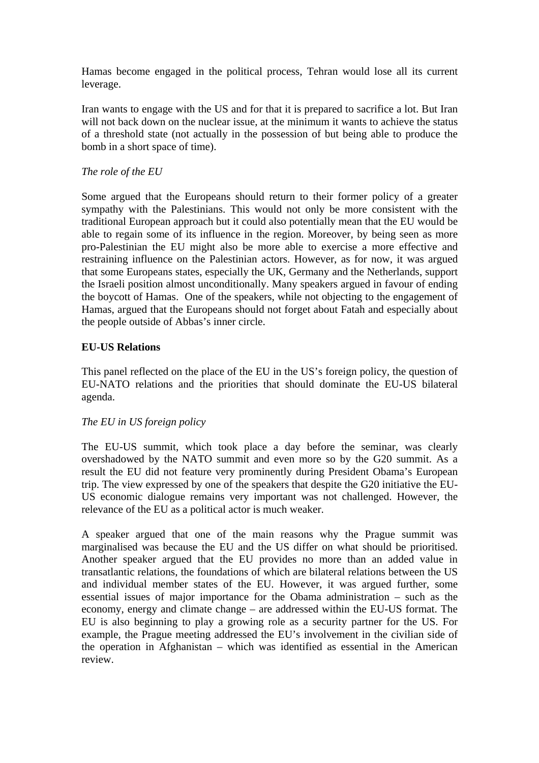Hamas become engaged in the political process, Tehran would lose all its current leverage.

Iran wants to engage with the US and for that it is prepared to sacrifice a lot. But Iran will not back down on the nuclear issue, at the minimum it wants to achieve the status of a threshold state (not actually in the possession of but being able to produce the bomb in a short space of time).

*The role of the EU*

Some argued that the Europeans should return to their former policy of a greater sympathy with the Palestinians. This would not only be more consistent with the traditional European approach but it could also potentially mean that the EU would be able to regain some of its influence in the region. Moreover, by being seen as more pro-Palestinian the EU might also be more able to exercise a more effective and restraining influence on the Palestinian actors. However, as for now, it was argued that some Europeans states, especially the UK, Germany and the Netherlands, support the Israeli position almost unconditionally. Many speakers argued in favour of ending the boycott of Hamas. One of the speakers, while not objecting to the engagement of Hamas, argued that the Europeans should not forget about Fatah and especially about the people outside of Abbas's inner circle.

**EU-US Relations**

This panel reflected on the place of the EU in the US's foreign policy, the question of EU-NATO relations and the priorities that should dominate the EU-US bilateral agenda.

*The EU in US foreign policy*

The EU-US summit, which took place a day before the seminar, was clearly overshadowed by the NATO summit and even more so by the G20 summit. As a result the EU did not feature very prominently during President Obama's European trip. The view expressed by one of the speakers that despite the G20 initiative the EU-US economic dialogue remains very important was not challenged. However, the relevance of the EU as a political actor is much weaker.

A speaker argued that one of the main reasons why the Prague summit was marginalised was because the EU and the US differ on what should be prioritised. Another speaker argued that the EU provides no more than an added value in transatlantic relations, the foundations of which are bilateral relations between the US and individual member states of the EU. However, it was argued further, some essential issues of major importance for the Obama administration – such as the economy, energy and climate change – are addressed within the EU-US format. The EU is also beginning to play a growing role as a security partner for the US. For example, the Prague meeting addressed the EU's involvement in the civilian side of the operation in Afghanistan – which was identified as essential in the American review.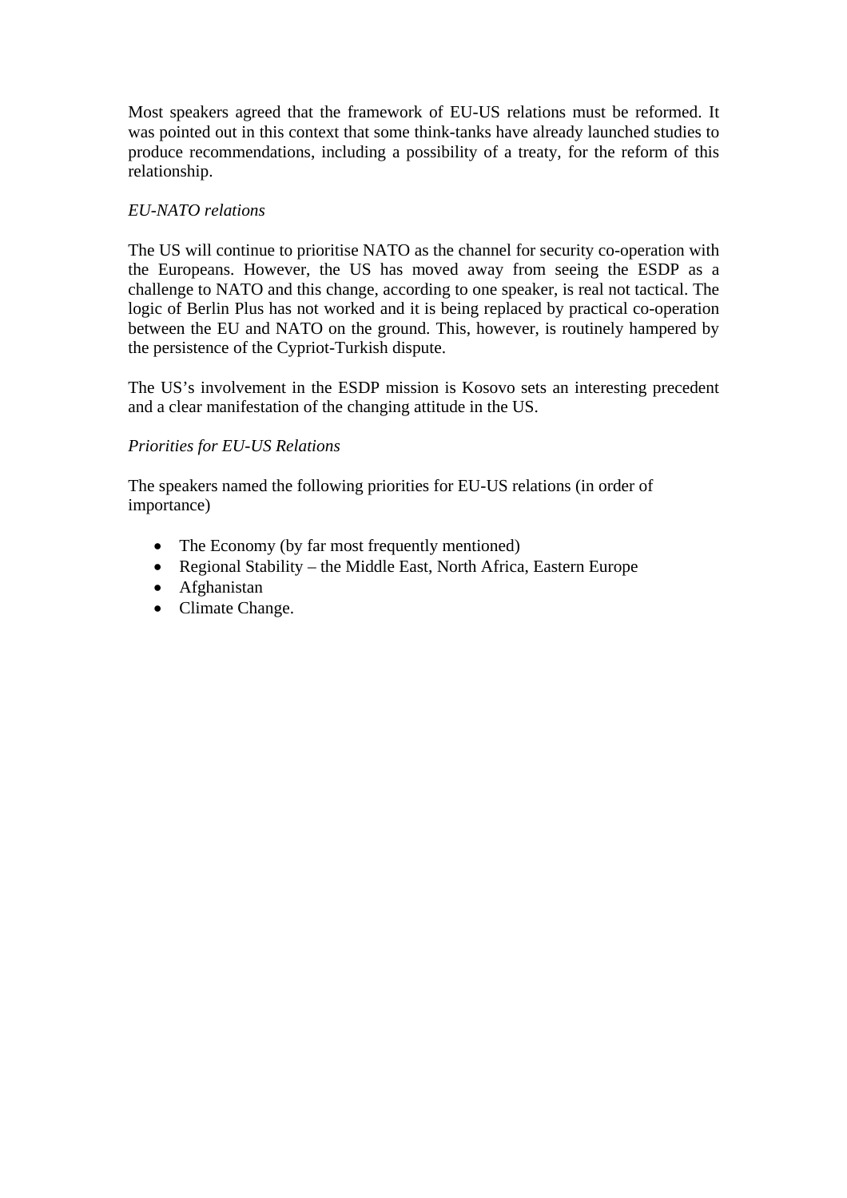Most speakers agreed that the framework of EU-US relations must be reformed. It was pointed out in this context that some think-tanks have already launched studies to produce recommendations, including a possibility of a treaty, for the reform of this relationship.

*EU-NATO relations*

The US will continue to prioritise NATO as the channel for security co-operation with the Europeans. However, the US has moved away from seeing the ESDP as a challenge to NATO and this change, according to one speaker, is real not tactical. The logic of Berlin Plus has not worked and it is being replaced by practical co-operation between the EU and NATO on the ground. This, however, is routinely hampered by the persistence of the Cypriot-Turkish dispute.

The US's involvement in the ESDP mission is Kosovo sets an interesting precedent and a clear manifestation of the changing attitude in the US.

*Priorities for EU-US Relations*

The speakers named the following priorities for EU-US relations (in order of importance)

- The Economy (by far most frequently mentioned)
- Regional Stability – the Middle East, North Africa, Eastern Europe
- Afghanistan
- Climate Change.